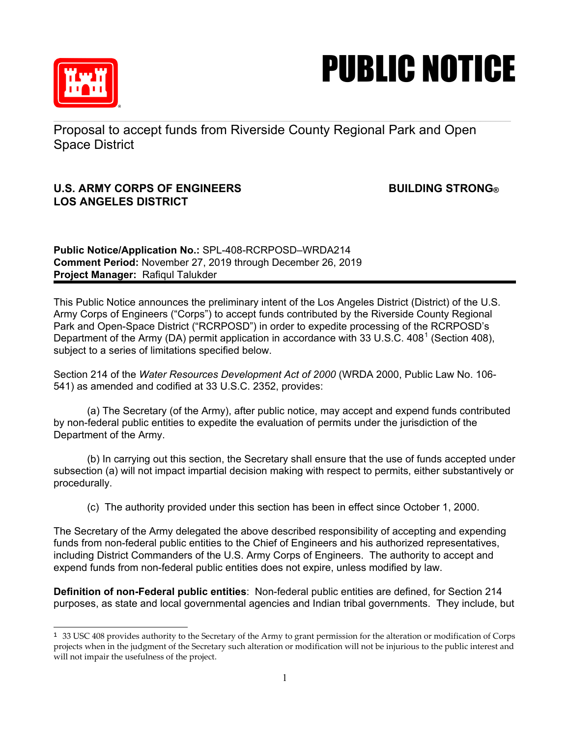# PUBLIC NOTICE

Proposal to accept funds from Riverside County Regional Park and Open Space District

**U.S. ARMY CORPS OF ENGINEERS** **BUILDING STRONG®**
**LOS ANGELES DISTRICT**

**Public Notice/Application No.:** SPL-408-RCRPOSD–WRDA214
**Comment Period:** November 27, 2019 through December 26, 2019
**Project Manager:** Rafiqul Talukder

This Public Notice announces the preliminary intent of the Los Angeles District (District) of the U.S. Army Corps of Engineers ("Corps") to accept funds contributed by the Riverside County Regional Park and Open-Space District ("RCRPOSD") in order to expedite processing of the RCRPOSD's Department of the Army (DA) permit application in accordance with 33 U.S.C. 408[1] (Section 408), subject to a series of limitations specified below.

Section 214 of the *Water Resources Development Act of 2000* (WRDA 2000, Public Law No. 106-541) as amended and codified at 33 U.S.C. 2352, provides:

(a) The Secretary (of the Army), after public notice, may accept and expend funds contributed by non-federal public entities to expedite the evaluation of permits under the jurisdiction of the Department of the Army.

(b) In carrying out this section, the Secretary shall ensure that the use of funds accepted under subsection (a) will not impact impartial decision making with respect to permits, either substantively or procedurally.

(c) The authority provided under this section has been in effect since October 1, 2000.

The Secretary of the Army delegated the above described responsibility of accepting and expending funds from non-federal public entities to the Chief of Engineers and his authorized representatives, including District Commanders of the U.S. Army Corps of Engineers. The authority to accept and expend funds from non-federal public entities does not expire, unless modified by law.

**Definition of non-Federal public entities**: Non-federal public entities are defined, for Section 214 purposes, as state and local governmental agencies and Indian tribal governments. They include, but

---

[1] 33 USC 408 provides authority to the Secretary of the Army to grant permission for the alteration or modification of Corps projects when in the judgment of the Secretary such alteration or modification will not be injurious to the public interest and will not impair the usefulness of the project.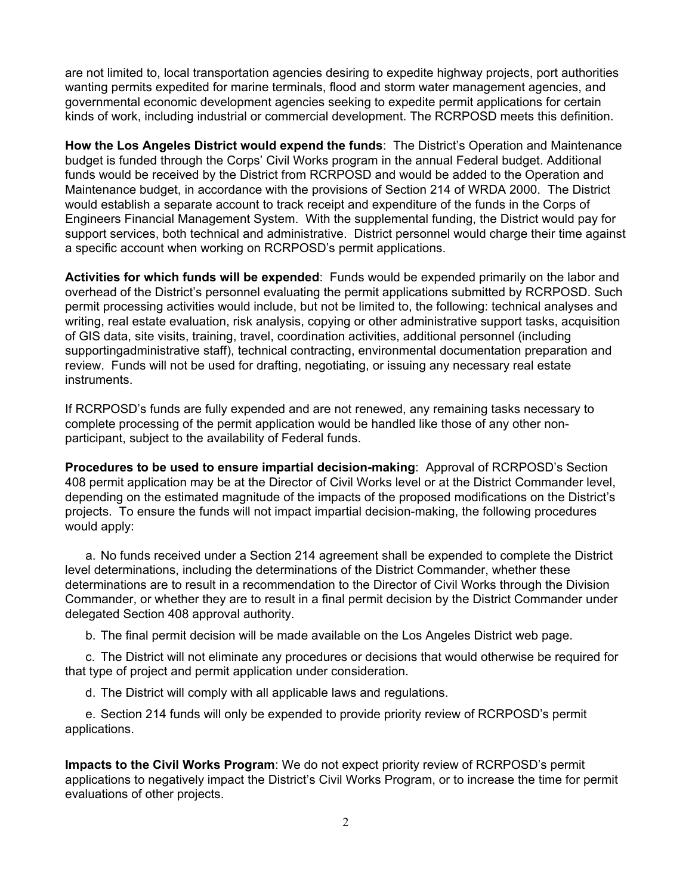are not limited to, local transportation agencies desiring to expedite highway projects, port authorities wanting permits expedited for marine terminals, flood and storm water management agencies, and governmental economic development agencies seeking to expedite permit applications for certain kinds of work, including industrial or commercial development. The RCRPOSD meets this definition.

**How the Los Angeles District would expend the funds**: The District's Operation and Maintenance budget is funded through the Corps' Civil Works program in the annual Federal budget. Additional funds would be received by the District from RCRPOSD and would be added to the Operation and Maintenance budget, in accordance with the provisions of Section 214 of WRDA 2000. The District would establish a separate account to track receipt and expenditure of the funds in the Corps of Engineers Financial Management System. With the supplemental funding, the District would pay for support services, both technical and administrative. District personnel would charge their time against a specific account when working on RCRPOSD's permit applications.

**Activities for which funds will be expended**: Funds would be expended primarily on the labor and overhead of the District's personnel evaluating the permit applications submitted by RCRPOSD. Such permit processing activities would include, but not be limited to, the following: technical analyses and writing, real estate evaluation, risk analysis, copying or other administrative support tasks, acquisition of GIS data, site visits, training, travel, coordination activities, additional personnel (including supportingadministrative staff), technical contracting, environmental documentation preparation and review. Funds will not be used for drafting, negotiating, or issuing any necessary real estate instruments.

If RCRPOSD's funds are fully expended and are not renewed, any remaining tasks necessary to complete processing of the permit application would be handled like those of any other non-participant, subject to the availability of Federal funds.

**Procedures to be used to ensure impartial decision-making**: Approval of RCRPOSD's Section 408 permit application may be at the Director of Civil Works level or at the District Commander level, depending on the estimated magnitude of the impacts of the proposed modifications on the District's projects. To ensure the funds will not impact impartial decision-making, the following procedures would apply:

a. No funds received under a Section 214 agreement shall be expended to complete the District level determinations, including the determinations of the District Commander, whether these determinations are to result in a recommendation to the Director of Civil Works through the Division Commander, or whether they are to result in a final permit decision by the District Commander under delegated Section 408 approval authority.

b. The final permit decision will be made available on the Los Angeles District web page.

c. The District will not eliminate any procedures or decisions that would otherwise be required for that type of project and permit application under consideration.

d. The District will comply with all applicable laws and regulations.

e. Section 214 funds will only be expended to provide priority review of RCRPOSD's permit applications.

**Impacts to the Civil Works Program**: We do not expect priority review of RCRPOSD's permit applications to negatively impact the District's Civil Works Program, or to increase the time for permit evaluations of other projects.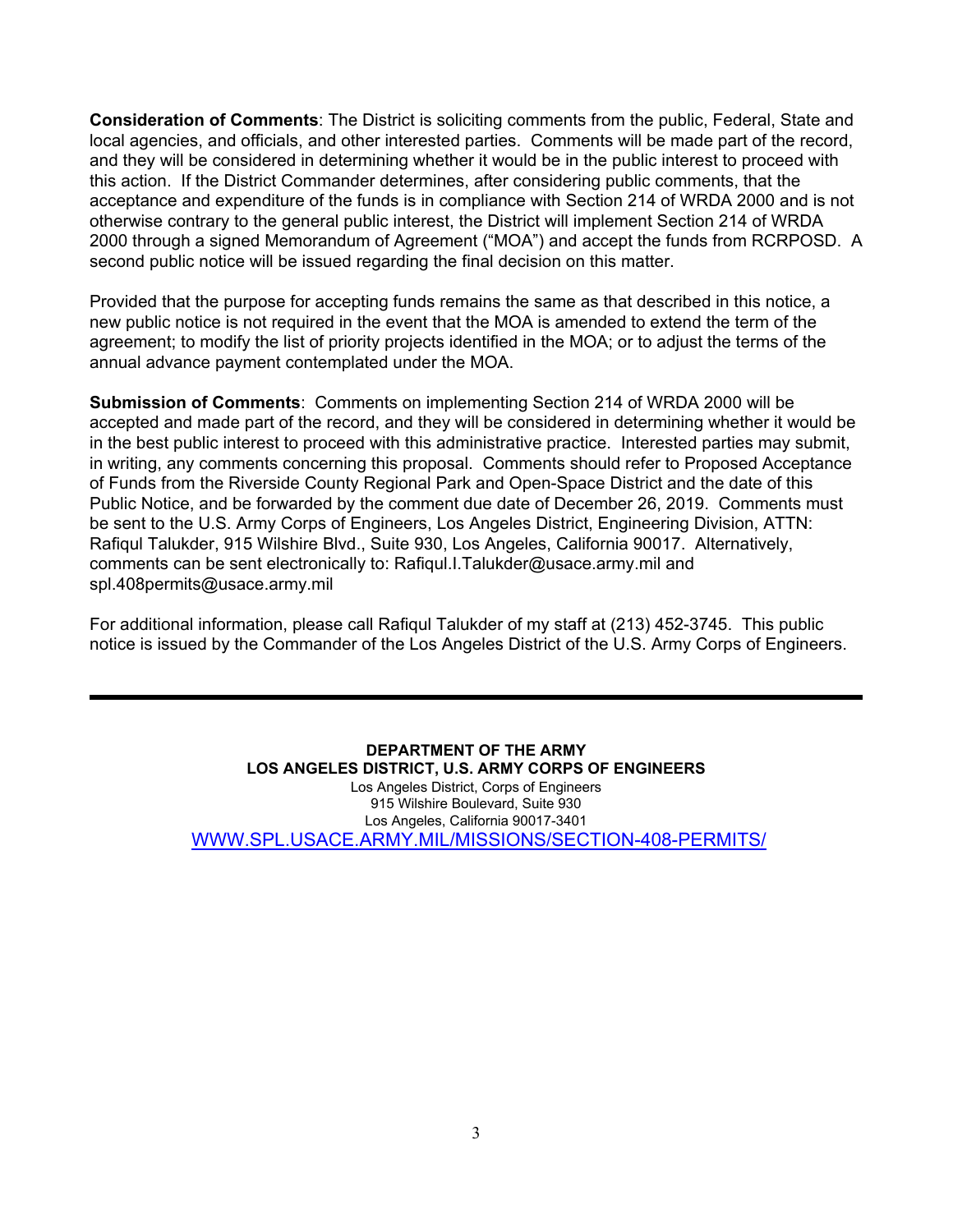**Consideration of Comments**: The District is soliciting comments from the public, Federal, State and local agencies, and officials, and other interested parties. Comments will be made part of the record, and they will be considered in determining whether it would be in the public interest to proceed with this action. If the District Commander determines, after considering public comments, that the acceptance and expenditure of the funds is in compliance with Section 214 of WRDA 2000 and is not otherwise contrary to the general public interest, the District will implement Section 214 of WRDA 2000 through a signed Memorandum of Agreement ("MOA") and accept the funds from RCRPOSD. A second public notice will be issued regarding the final decision on this matter.

Provided that the purpose for accepting funds remains the same as that described in this notice, a new public notice is not required in the event that the MOA is amended to extend the term of the agreement; to modify the list of priority projects identified in the MOA; or to adjust the terms of the annual advance payment contemplated under the MOA.

**Submission of Comments**: Comments on implementing Section 214 of WRDA 2000 will be accepted and made part of the record, and they will be considered in determining whether it would be in the best public interest to proceed with this administrative practice. Interested parties may submit, in writing, any comments concerning this proposal. Comments should refer to Proposed Acceptance of Funds from the Riverside County Regional Park and Open-Space District and the date of this Public Notice, and be forwarded by the comment due date of December 26, 2019. Comments must be sent to the U.S. Army Corps of Engineers, Los Angeles District, Engineering Division, ATTN: Rafiqul Talukder, 915 Wilshire Blvd., Suite 930, Los Angeles, California 90017. Alternatively, comments can be sent electronically to: Rafiqul.I.Talukder@usace.army.mil and spl.408permits@usace.army.mil

For additional information, please call Rafiqul Talukder of my staff at (213) 452-3745. This public notice is issued by the Commander of the Los Angeles District of the U.S. Army Corps of Engineers.

---

**DEPARTMENT OF THE ARMY**
**LOS ANGELES DISTRICT, U.S. ARMY CORPS OF ENGINEERS**

Los Angeles District, Corps of Engineers
915 Wilshire Boulevard, Suite 930
Los Angeles, California 90017-3401
WWW.SPL.USACE.ARMY.MIL/MISSIONS/SECTION-408-PERMITS/